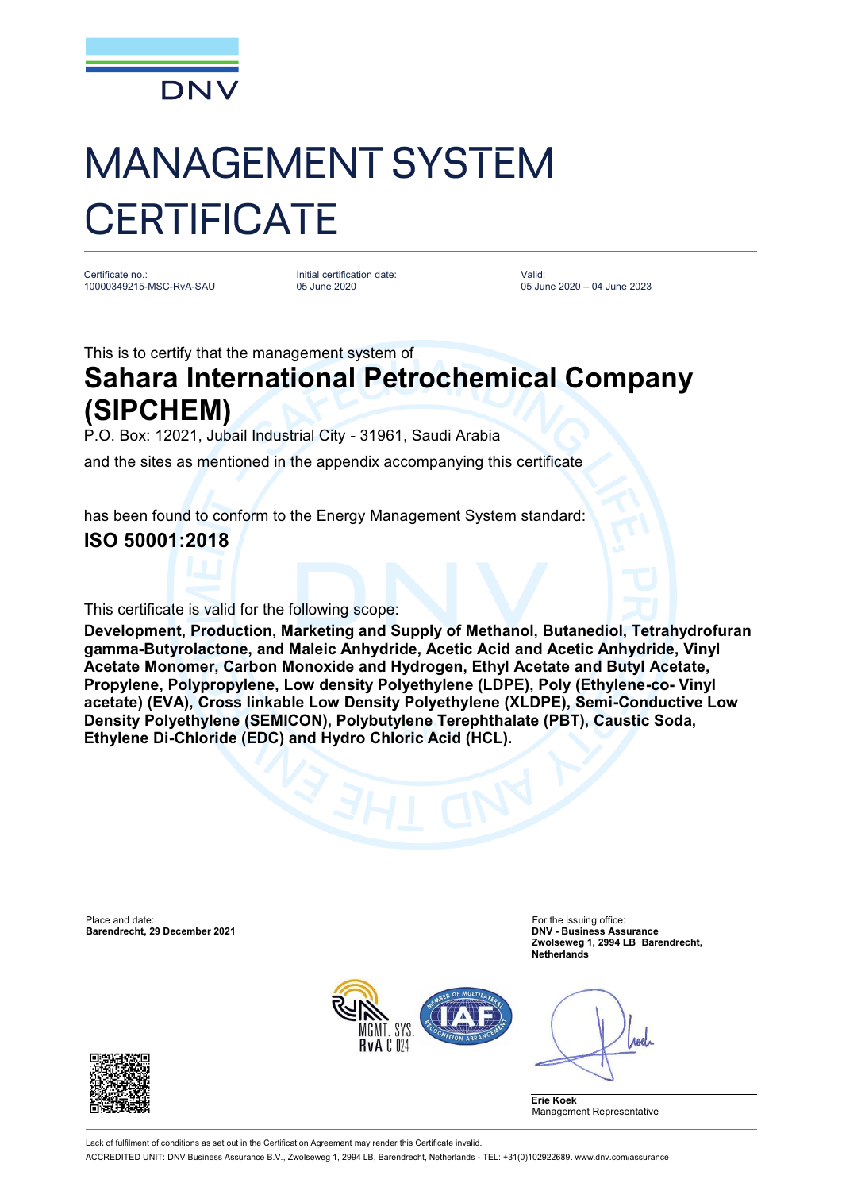DNV

# MANAGEMENT SYSTEM CERTIFICATE

| Certificate no.: | Initial certification date: | Valid: |
|---|---|---|
| 10000349215-MSC-RvA-SAU | 05 June 2020 | 05 June 2020 – 04 June 2023 |

This is to certify that the management system of

## Sahara International Petrochemical Company (SIPCHEM)

P.O. Box: 12021, Jubail Industrial City - 31961, Saudi Arabia

and the sites as mentioned in the appendix accompanying this certificate

has been found to conform to the Energy Management System standard:

**ISO 50001:2018**

This certificate is valid for the following scope:

**Development, Production, Marketing and Supply of Methanol, Butanediol, Tetrahydrofuran gamma-Butyrolactone, and Maleic Anhydride, Acetic Acid and Acetic Anhydride, Vinyl Acetate Monomer, Carbon Monoxide and Hydrogen, Ethyl Acetate and Butyl Acetate, Propylene, Polypropylene, Low density Polyethylene (LDPE), Poly (Ethylene-co- Vinyl acetate) (EVA), Cross linkable Low Density Polyethylene (XLDPE), Semi-Conductive Low Density Polyethylene (SEMICON), Polybutylene Terephthalate (PBT), Caustic Soda, Ethylene Di-Chloride (EDC) and Hydro Chloric Acid (HCL).**

Place and date:
**Barendrecht, 29 December 2021**

For the issuing office:
**DNV - Business Assurance**
**Zwolseweg 1, 2994 LB Barendrecht, Netherlands**

MGMT. SYS. RvA C 024

**Erie Koek**
Management Representative

Lack of fulfilment of conditions as set out in the Certification Agreement may render this Certificate invalid.

ACCREDITED UNIT: DNV Business Assurance B.V., Zwolseweg 1, 2994 LB, Barendrecht, Netherlands - TEL: +31(0)102922689. www.dnv.com/assurance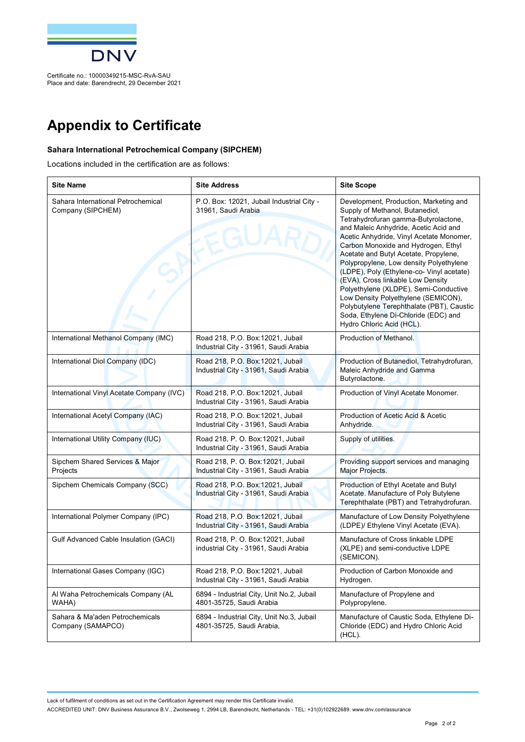Certificate no.: 10000349215-MSC-RvA-SAU
Place and date: Barendrecht, 29 December 2021

# Appendix to Certificate

### Sahara International Petrochemical Company (SIPCHEM)

Locations included in the certification are as follows:

| Site Name | Site Address | Site Scope |
| --- | --- | --- |
| Sahara International Petrochemical Company (SIPCHEM) | P.O. Box: 12021, Jubail Industrial City - 31961, Saudi Arabia | Development, Production, Marketing and Supply of Methanol, Butanediol, Tetrahydrofuran gamma-Butyrolactone, and Maleic Anhydride, Acetic Acid and Acetic Anhydride, Vinyl Acetate Monomer, Carbon Monoxide and Hydrogen, Ethyl Acetate and Butyl Acetate, Propylene, Polypropylene, Low density Polyethylene (LDPE), Poly (Ethylene-co- Vinyl acetate) (EVA), Cross linkable Low Density Polyethylene (XLDPE), Semi-Conductive Low Density Polyethylene (SEMICON), Polybutylene Terephthalate (PBT), Caustic Soda, Ethylene Di-Chloride (EDC) and Hydro Chloric Acid (HCL). |
| International Methanol Company (IMC) | Road 218, P.O. Box:12021, Jubail Industrial City - 31961, Saudi Arabia | Production of Methanol. |
| International Diol Company (IDC) | Road 218, P.O. Box:12021, Jubail Industrial City - 31961, Saudi Arabia | Production of Butanediol, Tetrahydrofuran, Maleic Anhydride and Gamma Butyrolactone. |
| International Vinyl Acetate Company (IVC) | Road 218, P.O. Box:12021, Jubail Industrial City - 31961, Saudi Arabia | Production of Vinyl Acetate Monomer. |
| International Acetyl Company (IAC) | Road 218, P.O. Box:12021, Jubail Industrial City - 31961, Saudi Arabia | Production of Acetic Acid & Acetic Anhydride. |
| International Utility Company (IUC) | Road 218, P. O. Box:12021, Jubail Industrial City - 31961, Saudi Arabia | Supply of utilities. |
| Sipchem Shared Services & Major Projects | Road 218, P. O. Box:12021, Jubail Industrial City - 31961, Saudi Arabia | Providing support services and managing Major Projects. |
| Sipchem Chemicals Company (SCC) | Road 218, P.O. Box:12021, Jubail Industrial City - 31961, Saudi Arabia | Production of Ethyl Acetate and Butyl Acetate. Manufacture of Poly Butylene Terephthalate (PBT) and Tetrahydrofuran. |
| International Polymer Company (IPC) | Road 218, P.O. Box:12021, Jubail Industrial City - 31961, Saudi Arabia | Manufacture of Low Density Polyethylene (LDPE)/ Ethylene Vinyl Acetate (EVA). |
| Gulf Advanced Cable Insulation (GACI) | Road 218, P. O. Box:12021, Jubail industrial City - 31961, Saudi Arabia | Manufacture of Cross linkable LDPE (XLPE) and semi-conductive LDPE (SEMICON). |
| International Gases Company (IGC) | Road 218, P.O. Box:12021, Jubail Industrial City - 31961, Saudi Arabia | Production of Carbon Monoxide and Hydrogen. |
| Al Waha Petrochemicals Company (AL WAHA) | 6894 - Industrial City, Unit No.2, Jubail 4801-35725, Saudi Arabia | Manufacture of Propylene and Polypropylene. |
| Sahara & Ma'aden Petrochemicals Company (SAMAPCO) | 6894 - Industrial City, Unit No.3, Jubail 4801-35725, Saudi Arabia, | Manufacture of Caustic Soda, Ethylene Di-Chloride (EDC) and Hydro Chloric Acid (HCL). |

Lack of fulfilment of conditions as set out in the Certification Agreement may render this Certificate invalid.

ACCREDITED UNIT: DNV Business Assurance B.V., Zwolseweg 1, 2994 LB, Barendrecht, Netherlands - TEL: +31(0)102922689. www.dnv.com/assurance